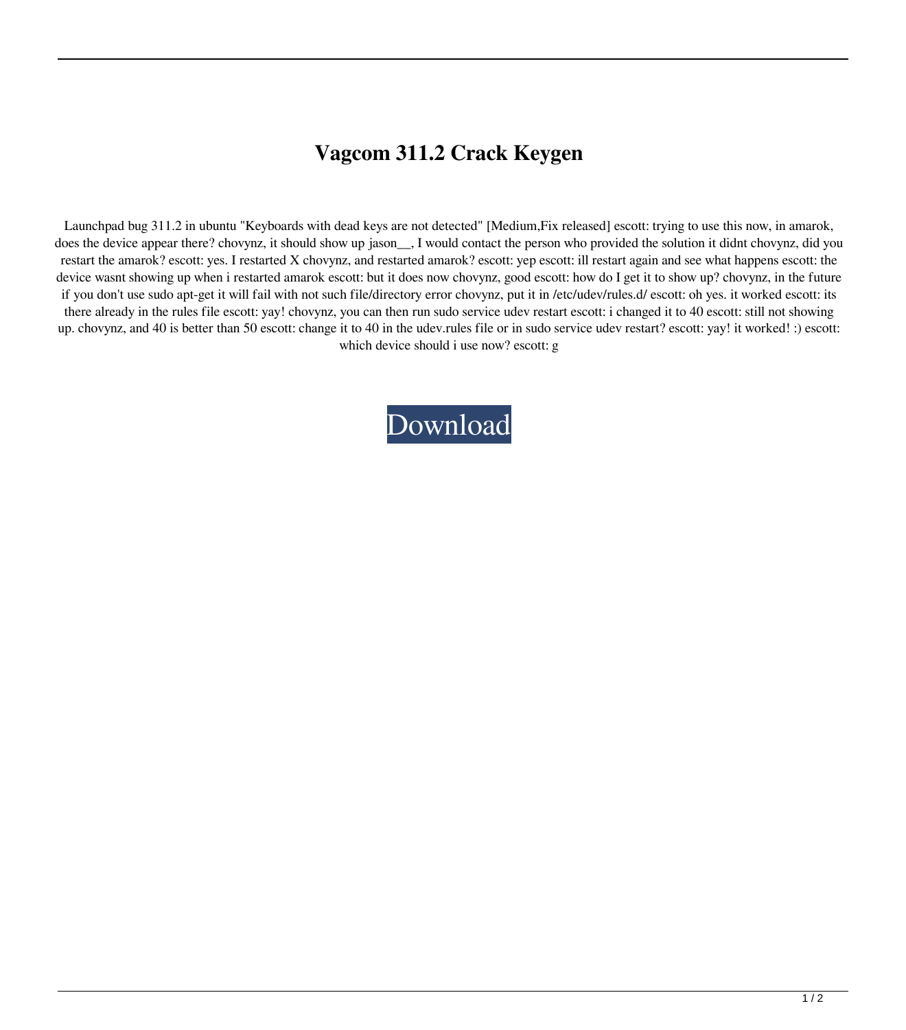# Vagcom 311.2 Crack Keygen

Launchpad bug 311.2 in ubuntu "Keyboards with dead keys are not detected" [Medium,Fix released] escott: trying to use this now, in amarok, does the device appear there? chovynz, it should show up jason__, I would contact the person who provided the solution it didnt chovynz, did you restart the amarok? escott: yes. I restarted X chovynz, and restarted amarok? escott: yep escott: ill restart again and see what happens escott: the device wasnt showing up when i restarted amarok escott: but it does now chovynz, good escott: how do I get it to show up? chovynz, in the future if you don't use sudo apt-get it will fail with not such file/directory error chovynz, put it in /etc/udev/rules.d/ escott: oh yes. it worked escott: its there already in the rules file escott: yay! chovynz, you can then run sudo service udev restart escott: i changed it to 40 escott: still not showing up. chovynz, and 40 is better than 50 escott: change it to 40 in the udev.rules file or in sudo service udev restart? escott: yay! it worked! :) escott: which device should i use now? escott: g

Download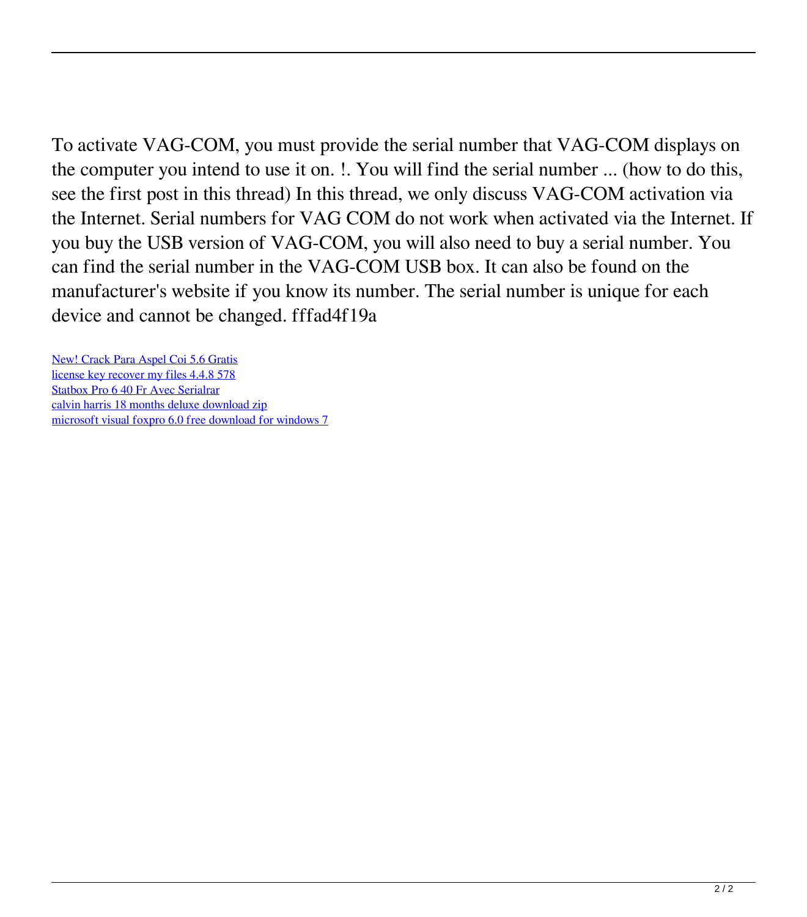To activate VAG-COM, you must provide the serial number that VAG-COM displays on the computer you intend to use it on. !. You will find the serial number ... (how to do this, see the first post in this thread) In this thread, we only discuss VAG-COM activation via the Internet. Serial numbers for VAG COM do not work when activated via the Internet. If you buy the USB version of VAG-COM, you will also need to buy a serial number. You can find the serial number in the VAG-COM USB box. It can also be found on the manufacturer's website if you know its number. The serial number is unique for each device and cannot be changed. fffad4f19a

New! Crack Para Aspel Coi 5.6 Gratis
license key recover my files 4.4.8 578
Statbox Pro 6 40 Fr Avec Serialrar
calvin harris 18 months deluxe download zip
microsoft visual foxpro 6.0 free download for windows 7